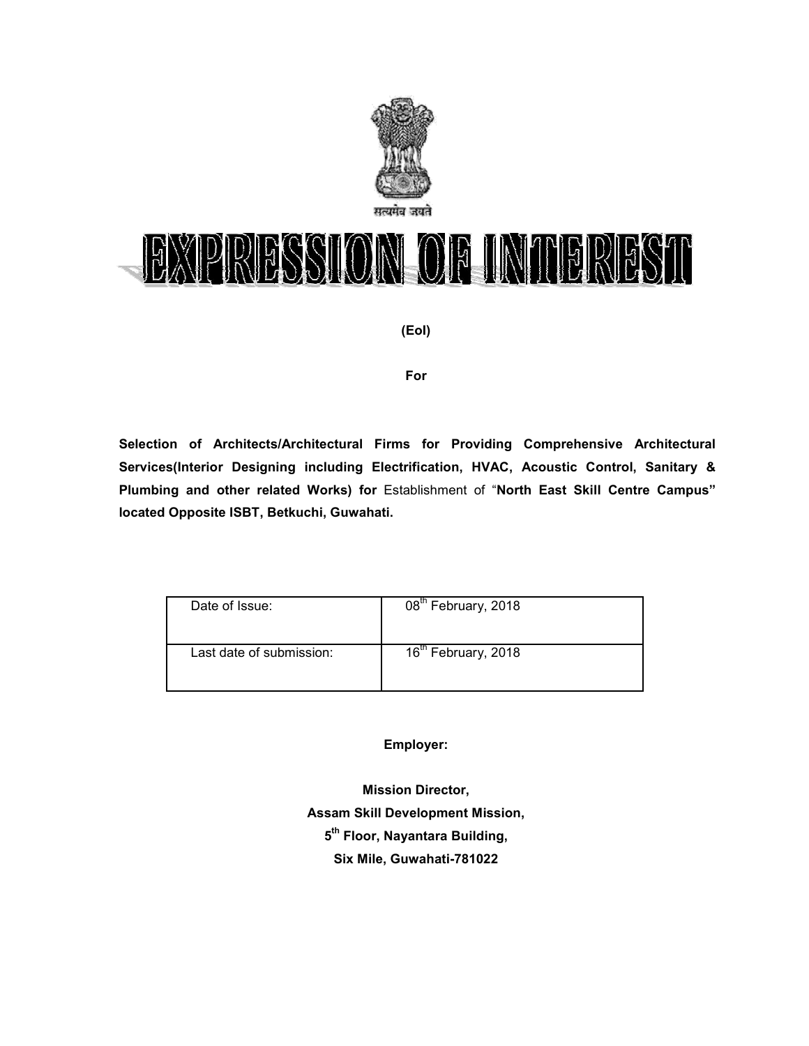सत्यमेव जयते

# EXPRESSION OF INTEREST

**(EoI)**

**For**

**Selection of Architects/Architectural Firms for Providing Comprehensive Architectural Services(Interior Designing including Electrification, HVAC, Acoustic Control, Sanitary & Plumbing and other related Works) for** Establishment of "**North East Skill Centre Campus" located Opposite ISBT, Betkuchi, Guwahati.**

| Date of Issue: | 08th February, 2018 |
|---|---|
| Last date of submission: | 16th February, 2018 |

**Employer:**

**Mission Director,**
**Assam Skill Development Mission,**
**5th Floor, Nayantara Building,**
**Six Mile, Guwahati-781022**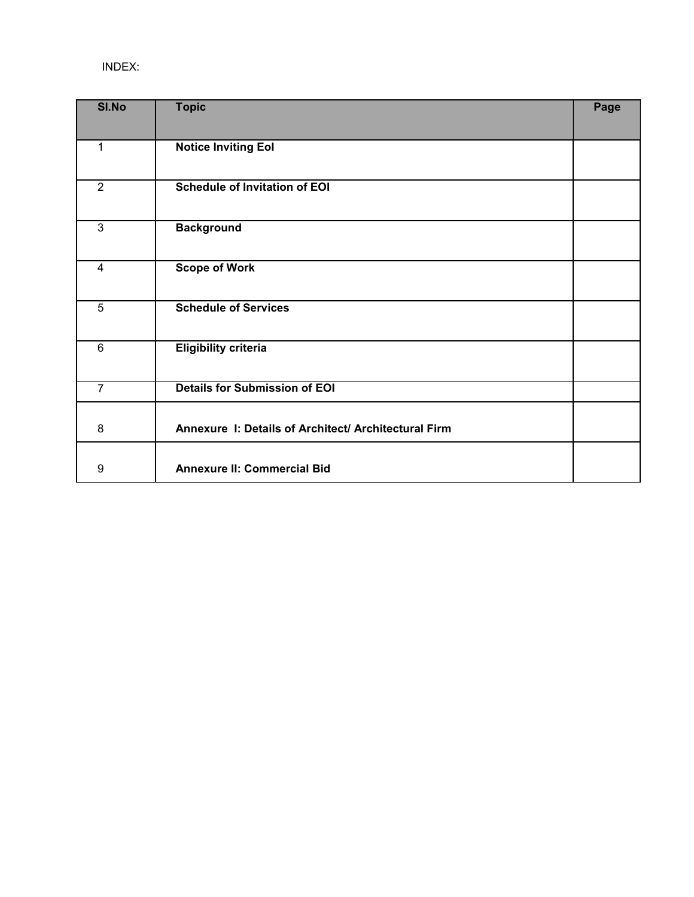INDEX:

| Sl.No | Topic | Page |
|---|---|---|
| 1 | **Notice Inviting EoI** | |
| 2 | **Schedule of Invitation of EOI** | |
| 3 | **Background** | |
| 4 | **Scope of Work** | |
| 5 | **Schedule of Services** | |
| 6 | **Eligibility criteria** | |
| 7 | **Details for Submission of EOI** | |
| 8 | **Annexure I: Details of Architect/ Architectural Firm** | |
| 9 | **Annexure II: Commercial Bid** | |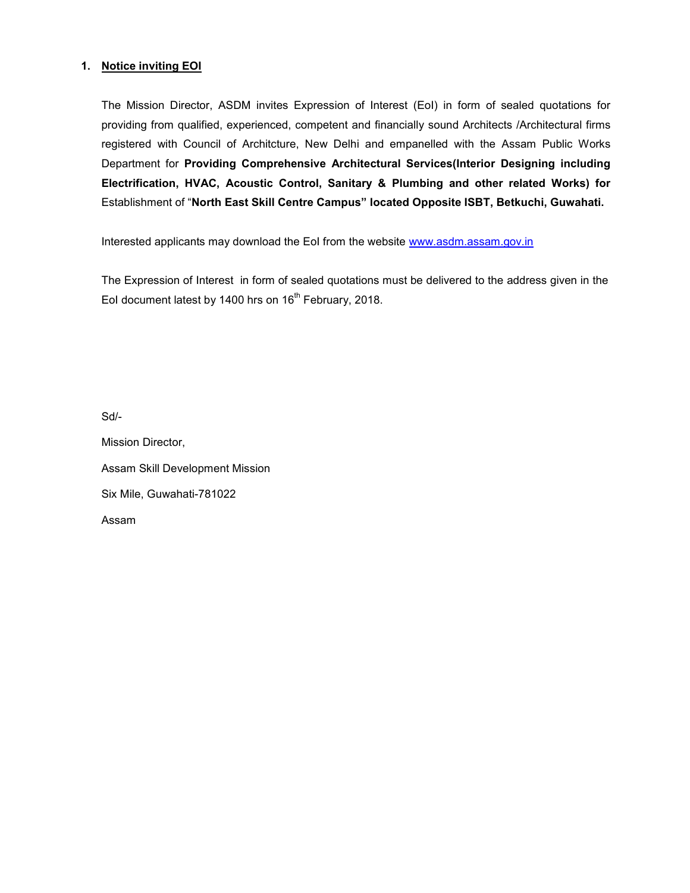## 1. Notice inviting EOI

The Mission Director, ASDM invites Expression of Interest (EoI) in form of sealed quotations for providing from qualified, experienced, competent and financially sound Architects /Architectural firms registered with Council of Architcture, New Delhi and empanelled with the Assam Public Works Department for **Providing Comprehensive Architectural Services(Interior Designing including Electrification, HVAC, Acoustic Control, Sanitary & Plumbing and other related Works) for** Establishment of "**North East Skill Centre Campus" located Opposite ISBT, Betkuchi, Guwahati.**

Interested applicants may download the EoI from the website www.asdm.assam.gov.in

The Expression of Interest in form of sealed quotations must be delivered to the address given in the EoI document latest by 1400 hrs on 16th February, 2018.

Sd/-

Mission Director,

Assam Skill Development Mission

Six Mile, Guwahati-781022

Assam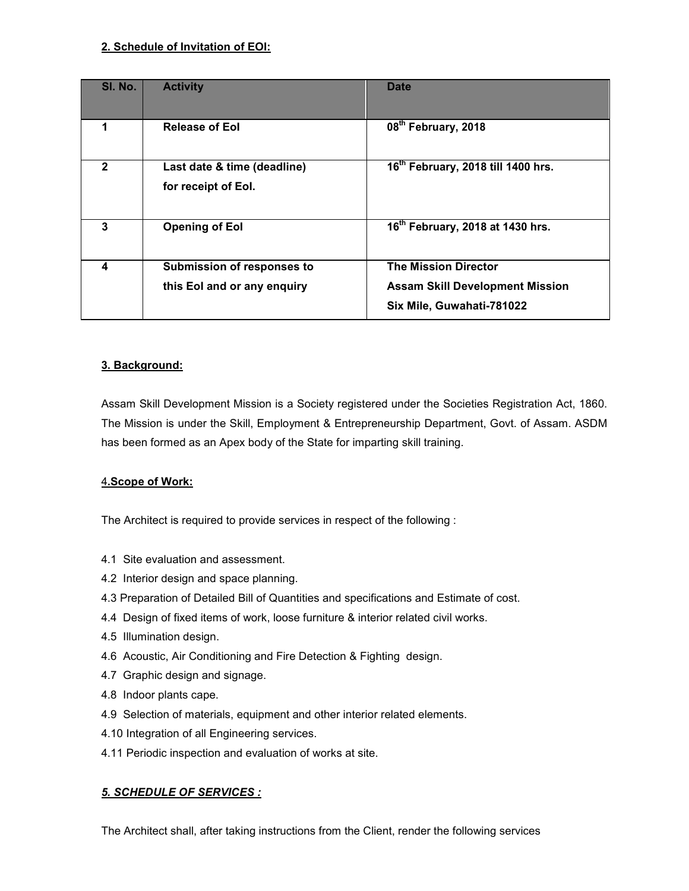## 2. Schedule of Invitation of EOI:

| Sl. No. | Activity | Date |
|---|---|---|
| 1 | **Release of EoI** | **08th February, 2018** |
| 2 | **Last date & time (deadline) for receipt of EoI.** | **16th February, 2018 till 1400 hrs.** |
| 3 | **Opening of EoI** | **16th February, 2018 at 1430 hrs.** |
| 4 | **Submission of responses to this EoI and or any enquiry** | **The Mission Director Assam Skill Development Mission Six Mile, Guwahati-781022** |

## 3. Background:

Assam Skill Development Mission is a Society registered under the Societies Registration Act, 1860. The Mission is under the Skill, Employment & Entrepreneurship Department, Govt. of Assam. ASDM has been formed as an Apex body of the State for imparting skill training.

## 4. Scope of Work:

The Architect is required to provide services in respect of the following :

4.1 Site evaluation and assessment.
4.2 Interior design and space planning.
4.3 Preparation of Detailed Bill of Quantities and specifications and Estimate of cost.
4.4 Design of fixed items of work, loose furniture & interior related civil works.
4.5 Illumination design.
4.6 Acoustic, Air Conditioning and Fire Detection & Fighting design.
4.7 Graphic design and signage.
4.8 Indoor plants cape.
4.9 Selection of materials, equipment and other interior related elements.
4.10 Integration of all Engineering services.
4.11 Periodic inspection and evaluation of works at site.

## *5. SCHEDULE OF SERVICES :*

The Architect shall, after taking instructions from the Client, render the following services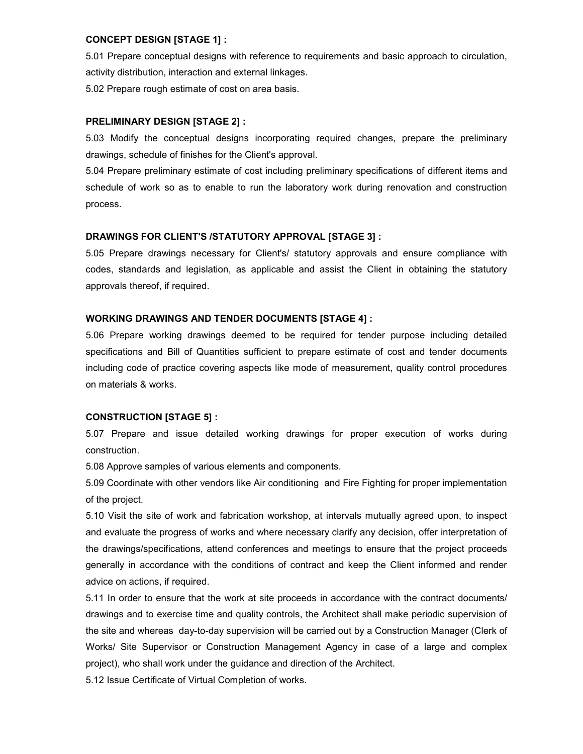**CONCEPT DESIGN [STAGE 1] :**

5.01 Prepare conceptual designs with reference to requirements and basic approach to circulation, activity distribution, interaction and external linkages.

5.02 Prepare rough estimate of cost on area basis.

**PRELIMINARY DESIGN [STAGE 2] :**

5.03 Modify the conceptual designs incorporating required changes, prepare the preliminary drawings, schedule of finishes for the Client's approval.

5.04 Prepare preliminary estimate of cost including preliminary specifications of different items and schedule of work so as to enable to run the laboratory work during renovation and construction process.

**DRAWINGS FOR CLIENT'S /STATUTORY APPROVAL [STAGE 3] :**

5.05 Prepare drawings necessary for Client's/ statutory approvals and ensure compliance with codes, standards and legislation, as applicable and assist the Client in obtaining the statutory approvals thereof, if required.

**WORKING DRAWINGS AND TENDER DOCUMENTS [STAGE 4] :**

5.06 Prepare working drawings deemed to be required for tender purpose including detailed specifications and Bill of Quantities sufficient to prepare estimate of cost and tender documents including code of practice covering aspects like mode of measurement, quality control procedures on materials & works.

**CONSTRUCTION [STAGE 5] :**

5.07 Prepare and issue detailed working drawings for proper execution of works during construction.

5.08 Approve samples of various elements and components.

5.09 Coordinate with other vendors like Air conditioning and Fire Fighting for proper implementation of the project.

5.10 Visit the site of work and fabrication workshop, at intervals mutually agreed upon, to inspect and evaluate the progress of works and where necessary clarify any decision, offer interpretation of the drawings/specifications, attend conferences and meetings to ensure that the project proceeds generally in accordance with the conditions of contract and keep the Client informed and render advice on actions, if required.

5.11 In order to ensure that the work at site proceeds in accordance with the contract documents/ drawings and to exercise time and quality controls, the Architect shall make periodic supervision of the site and whereas day-to-day supervision will be carried out by a Construction Manager (Clerk of Works/ Site Supervisor or Construction Management Agency in case of a large and complex project), who shall work under the guidance and direction of the Architect.

5.12 Issue Certificate of Virtual Completion of works.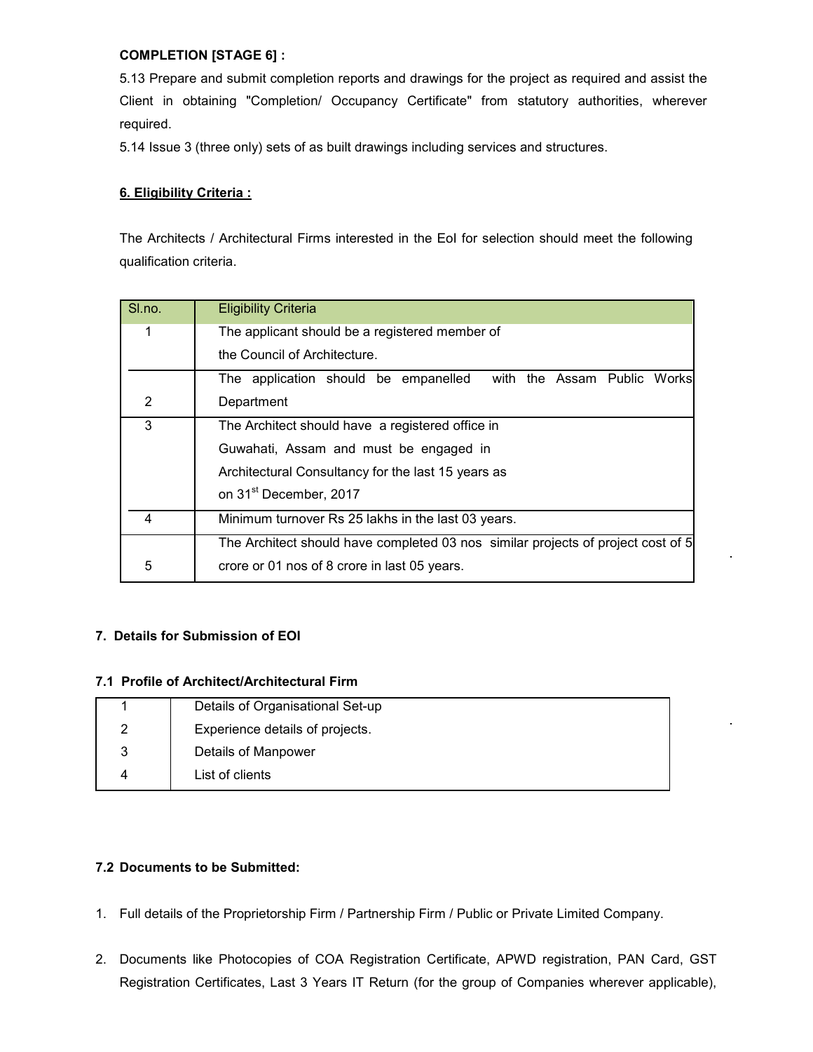**COMPLETION [STAGE 6] :**

5.13 Prepare and submit completion reports and drawings for the project as required and assist the Client in obtaining "Completion/ Occupancy Certificate" from statutory authorities, wherever required.

5.14 Issue 3 (three only) sets of as built drawings including services and structures.

**6. Eligibility Criteria :**

The Architects / Architectural Firms interested in the EoI for selection should meet the following qualification criteria.

| Sl.no. | Eligibility Criteria |
|---|---|
| 1 | The applicant should be a registered member of the Council of Architecture. |
| 2 | The application should be empanelled with the Assam Public Works Department |
| 3 | The Architect should have a registered office in Guwahati, Assam and must be engaged in Architectural Consultancy for the last 15 years as on 31st December, 2017 |
| 4 | Minimum turnover Rs 25 lakhs in the last 03 years. |
| 5 | The Architect should have completed 03 nos similar projects of project cost of 5 crore or 01 nos of 8 crore in last 05 years. |

**7. Details for Submission of EOI**

**7.1 Profile of Architect/Architectural Firm**

| | |
|---|---|
| 1 | Details of Organisational Set-up |
| 2 | Experience details of projects. |
| 3 | Details of Manpower |
| 4 | List of clients |

**7.2 Documents to be Submitted:**

1. Full details of the Proprietorship Firm / Partnership Firm / Public or Private Limited Company.

2. Documents like Photocopies of COA Registration Certificate, APWD registration, PAN Card, GST Registration Certificates, Last 3 Years IT Return (for the group of Companies wherever applicable),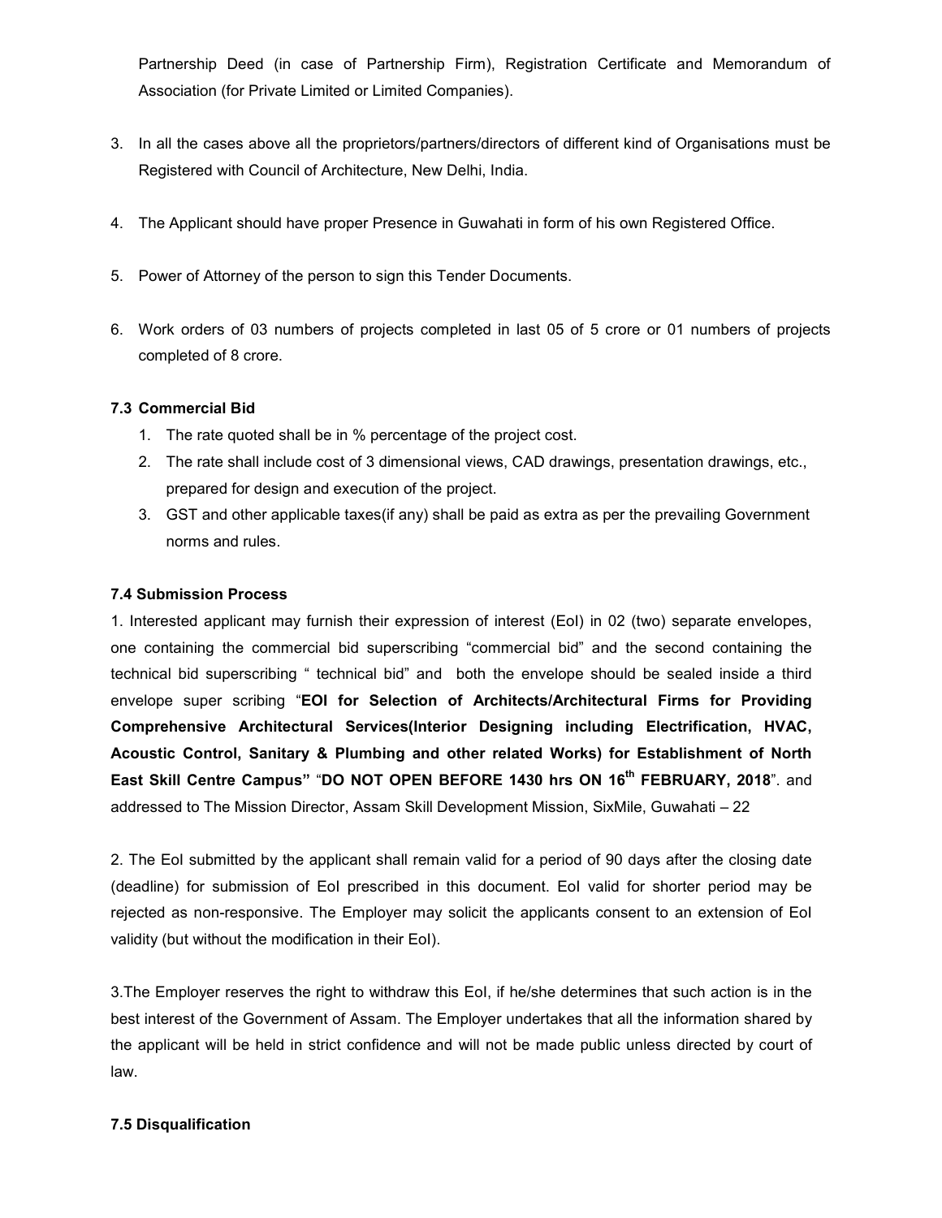Partnership Deed (in case of Partnership Firm), Registration Certificate and Memorandum of Association (for Private Limited or Limited Companies).

3. In all the cases above all the proprietors/partners/directors of different kind of Organisations must be Registered with Council of Architecture, New Delhi, India.

4. The Applicant should have proper Presence in Guwahati in form of his own Registered Office.

5. Power of Attorney of the person to sign this Tender Documents.

6. Work orders of 03 numbers of projects completed in last 05 of 5 crore or 01 numbers of projects completed of 8 crore.

**7.3 Commercial Bid**

1. The rate quoted shall be in % percentage of the project cost.
2. The rate shall include cost of 3 dimensional views, CAD drawings, presentation drawings, etc., prepared for design and execution of the project.
3. GST and other applicable taxes(if any) shall be paid as extra as per the prevailing Government norms and rules.

**7.4 Submission Process**

1. Interested applicant may furnish their expression of interest (EoI) in 02 (two) separate envelopes, one containing the commercial bid superscribing "commercial bid" and the second containing the technical bid superscribing " technical bid" and both the envelope should be sealed inside a third envelope super scribing "**EOI for Selection of Architects/Architectural Firms for Providing Comprehensive Architectural Services(Interior Designing including Electrification, HVAC, Acoustic Control, Sanitary & Plumbing and other related Works) for Establishment of North East Skill Centre Campus"** "**DO NOT OPEN BEFORE 1430 hrs ON 16th FEBRUARY, 2018**". and addressed to The Mission Director, Assam Skill Development Mission, SixMile, Guwahati – 22

2. The EoI submitted by the applicant shall remain valid for a period of 90 days after the closing date (deadline) for submission of EoI prescribed in this document. EoI valid for shorter period may be rejected as non-responsive. The Employer may solicit the applicants consent to an extension of EoI validity (but without the modification in their EoI).

3.The Employer reserves the right to withdraw this EoI, if he/she determines that such action is in the best interest of the Government of Assam. The Employer undertakes that all the information shared by the applicant will be held in strict confidence and will not be made public unless directed by court of law.

**7.5 Disqualification**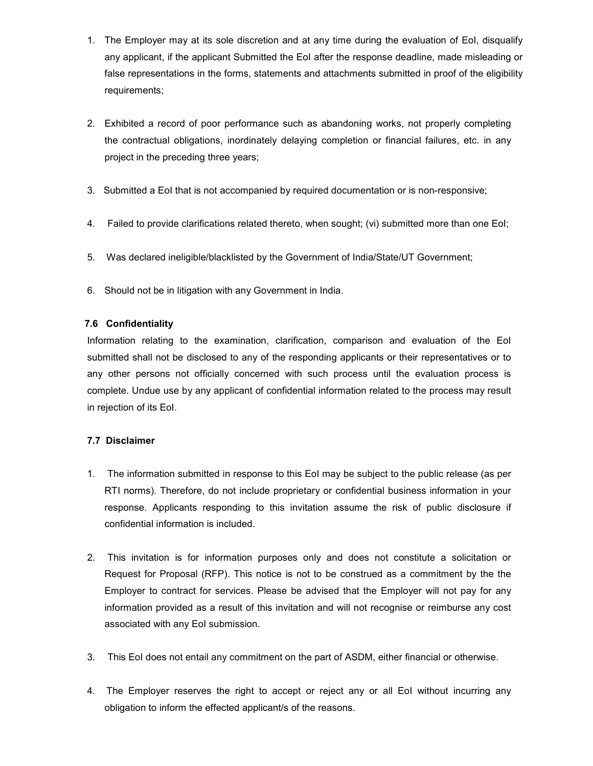1. The Employer may at its sole discretion and at any time during the evaluation of EoI, disqualify any applicant, if the applicant Submitted the EoI after the response deadline, made misleading or false representations in the forms, statements and attachments submitted in proof of the eligibility requirements;

2. Exhibited a record of poor performance such as abandoning works, not properly completing the contractual obligations, inordinately delaying completion or financial failures, etc. in any project in the preceding three years;

3. Submitted a EoI that is not accompanied by required documentation or is non-responsive;

4. Failed to provide clarifications related thereto, when sought; (vi) submitted more than one EoI;

5. Was declared ineligible/blacklisted by the Government of India/State/UT Government;

6. Should not be in litigation with any Government in India.

### 7.6 Confidentiality

Information relating to the examination, clarification, comparison and evaluation of the EoI submitted shall not be disclosed to any of the responding applicants or their representatives or to any other persons not officially concerned with such process until the evaluation process is complete. Undue use by any applicant of confidential information related to the process may result in rejection of its EoI.

### 7.7 Disclaimer

1. The information submitted in response to this EoI may be subject to the public release (as per RTI norms). Therefore, do not include proprietary or confidential business information in your response. Applicants responding to this invitation assume the risk of public disclosure if confidential information is included.

2. This invitation is for information purposes only and does not constitute a solicitation or Request for Proposal (RFP). This notice is not to be construed as a commitment by the the Employer to contract for services. Please be advised that the Employer will not pay for any information provided as a result of this invitation and will not recognise or reimburse any cost associated with any EoI submission.

3. This EoI does not entail any commitment on the part of ASDM, either financial or otherwise.

4. The Employer reserves the right to accept or reject any or all EoI without incurring any obligation to inform the effected applicant/s of the reasons.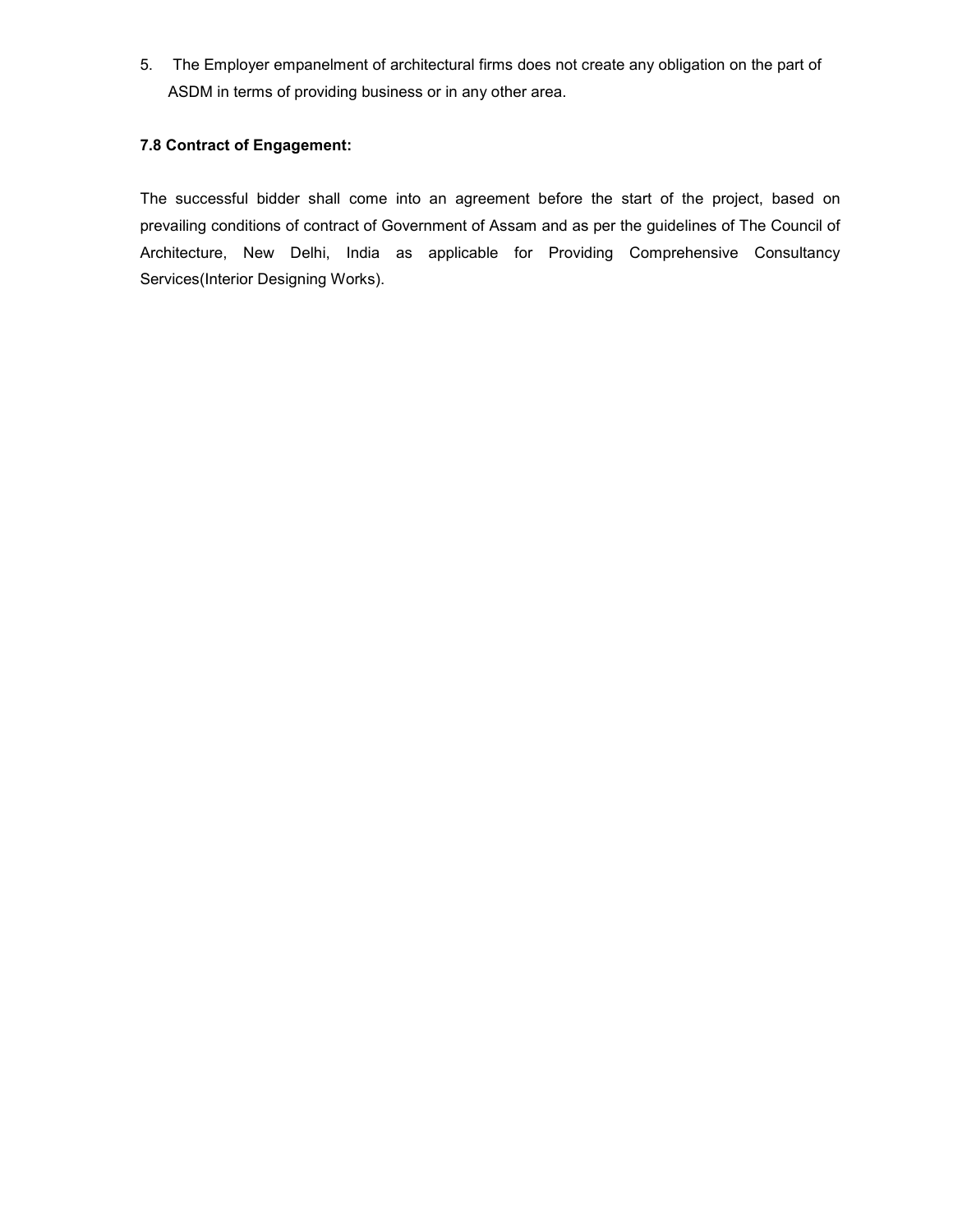5. The Employer empanelment of architectural firms does not create any obligation on the part of ASDM in terms of providing business or in any other area.

**7.8 Contract of Engagement:**

The successful bidder shall come into an agreement before the start of the project, based on prevailing conditions of contract of Government of Assam and as per the guidelines of The Council of Architecture, New Delhi, India as applicable for Providing Comprehensive Consultancy Services(Interior Designing Works).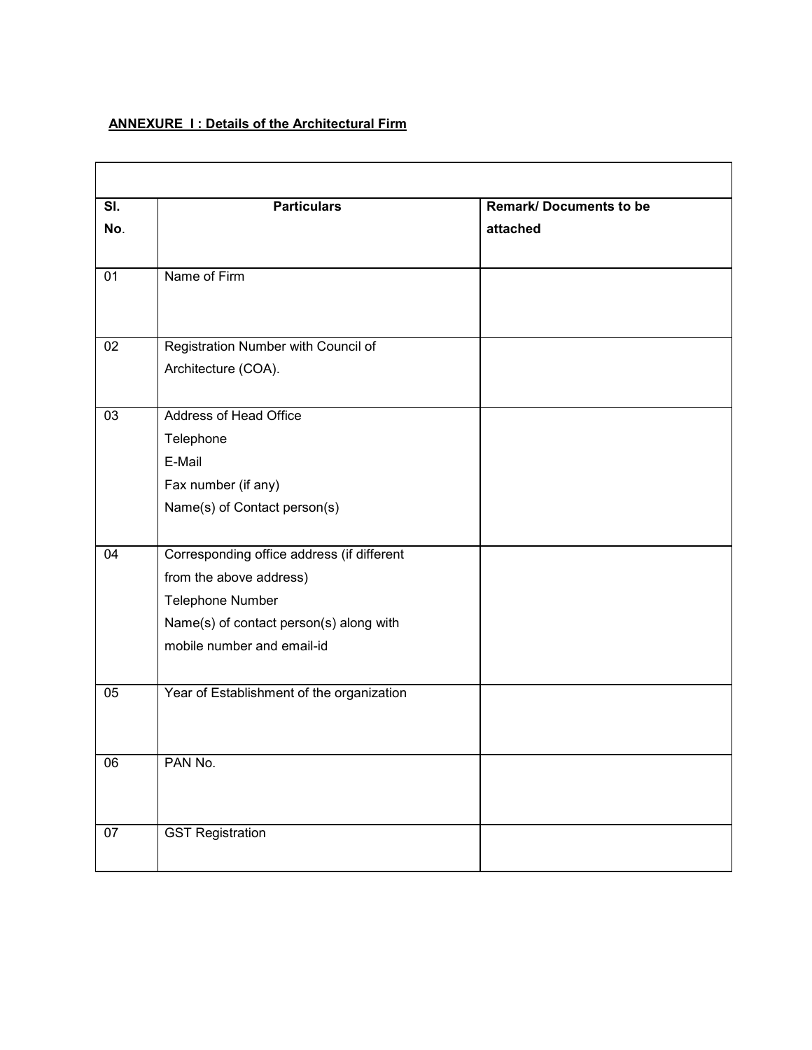**ANNEXURE I : Details of the Architectural Firm**

| Sl. No. | Particulars | Remark/ Documents to be attached |
| --- | --- | --- |
| 01 | Name of Firm | |
| 02 | Registration Number with Council of Architecture (COA). | |
| 03 | Address of Head Office<br>Telephone<br>E-Mail<br>Fax number (if any)<br>Name(s) of Contact person(s) | |
| 04 | Corresponding office address (if different from the above address)<br>Telephone Number<br>Name(s) of contact person(s) along with mobile number and email-id | |
| 05 | Year of Establishment of the organization | |
| 06 | PAN No. | |
| 07 | GST Registration | |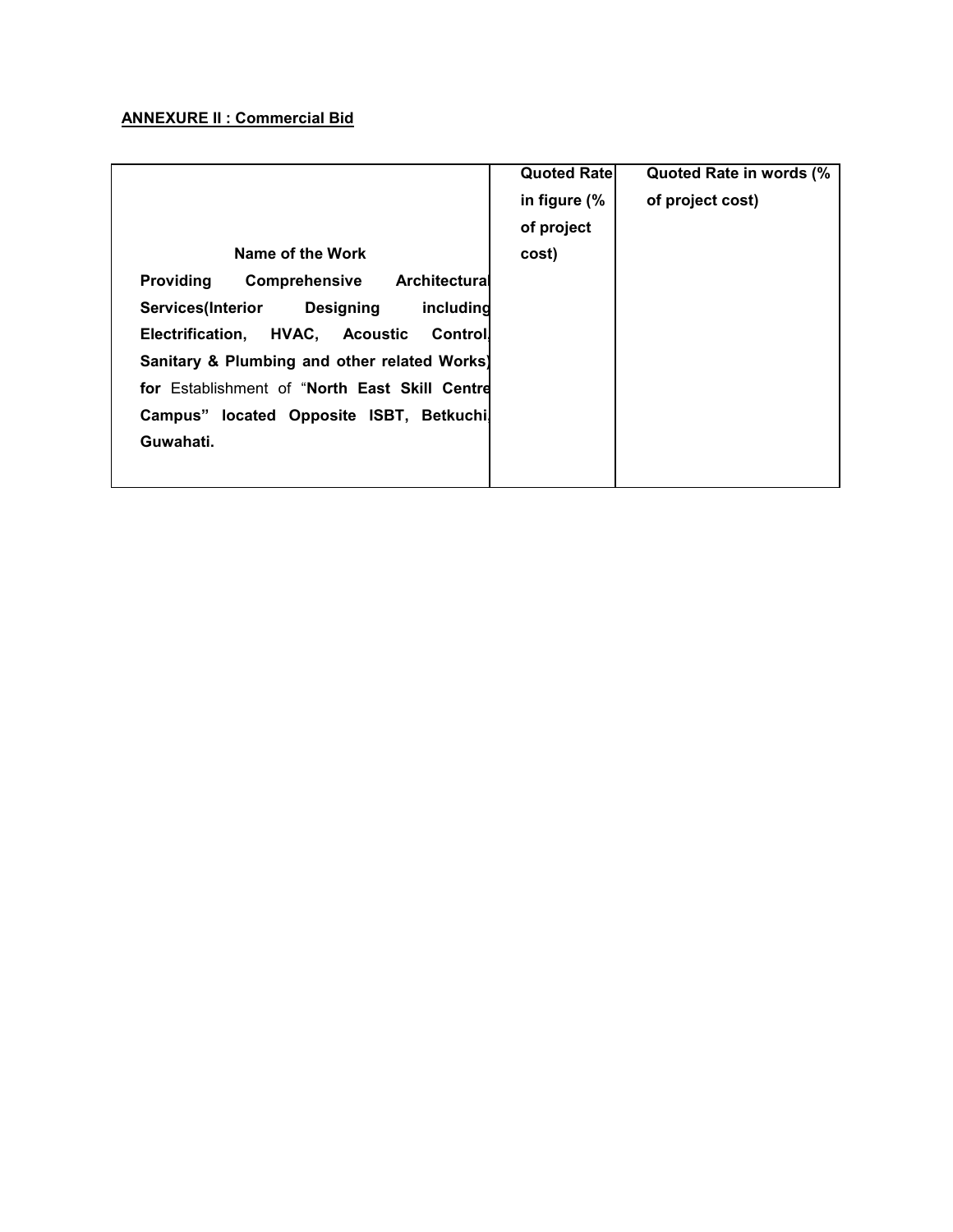**ANNEXURE II : Commercial Bid**

| Name of the Work | Quoted Rate in figure (% of project cost) | Quoted Rate in words (% of project cost) |
|---|---|---|
| **Providing Comprehensive Architectural Services(Interior Designing including Electrification, HVAC, Acoustic Control, Sanitary & Plumbing and other related Works) for** Establishment of "**North East Skill Centre Campus" located Opposite ISBT, Betkuchi, Guwahati.** | | |